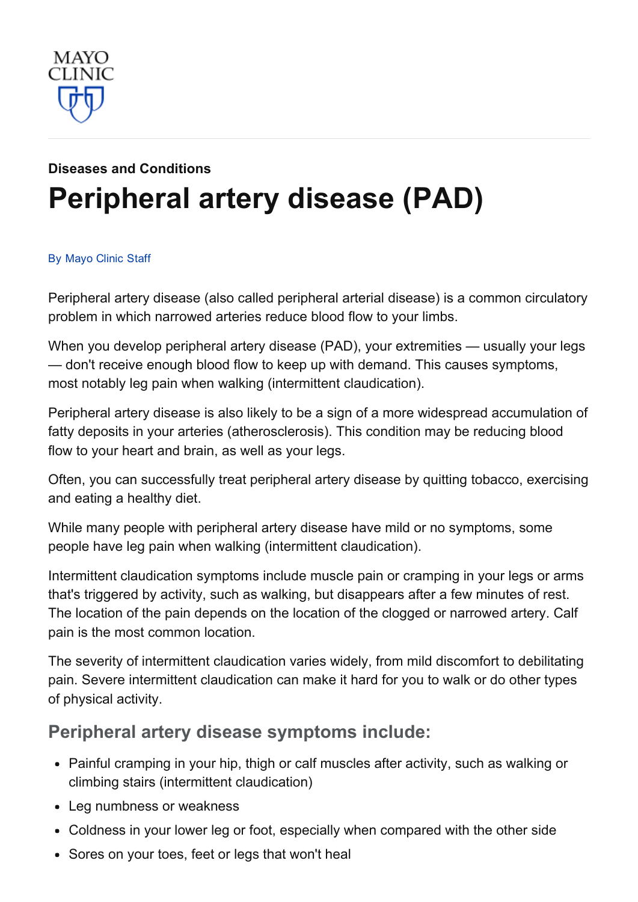MAYO CLINIC

**Diseases and Conditions**

# Peripheral artery disease (PAD)

By Mayo Clinic Staff

Peripheral artery disease (also called peripheral arterial disease) is a common circulatory problem in which narrowed arteries reduce blood flow to your limbs.

When you develop peripheral artery disease (PAD), your extremities — usually your legs — don't receive enough blood flow to keep up with demand. This causes symptoms, most notably leg pain when walking (intermittent claudication).

Peripheral artery disease is also likely to be a sign of a more widespread accumulation of fatty deposits in your arteries (atherosclerosis). This condition may be reducing blood flow to your heart and brain, as well as your legs.

Often, you can successfully treat peripheral artery disease by quitting tobacco, exercising and eating a healthy diet.

While many people with peripheral artery disease have mild or no symptoms, some people have leg pain when walking (intermittent claudication).

Intermittent claudication symptoms include muscle pain or cramping in your legs or arms that's triggered by activity, such as walking, but disappears after a few minutes of rest. The location of the pain depends on the location of the clogged or narrowed artery. Calf pain is the most common location.

The severity of intermittent claudication varies widely, from mild discomfort to debilitating pain. Severe intermittent claudication can make it hard for you to walk or do other types of physical activity.

## Peripheral artery disease symptoms include:

- Painful cramping in your hip, thigh or calf muscles after activity, such as walking or climbing stairs (intermittent claudication)
- Leg numbness or weakness
- Coldness in your lower leg or foot, especially when compared with the other side
- Sores on your toes, feet or legs that won't heal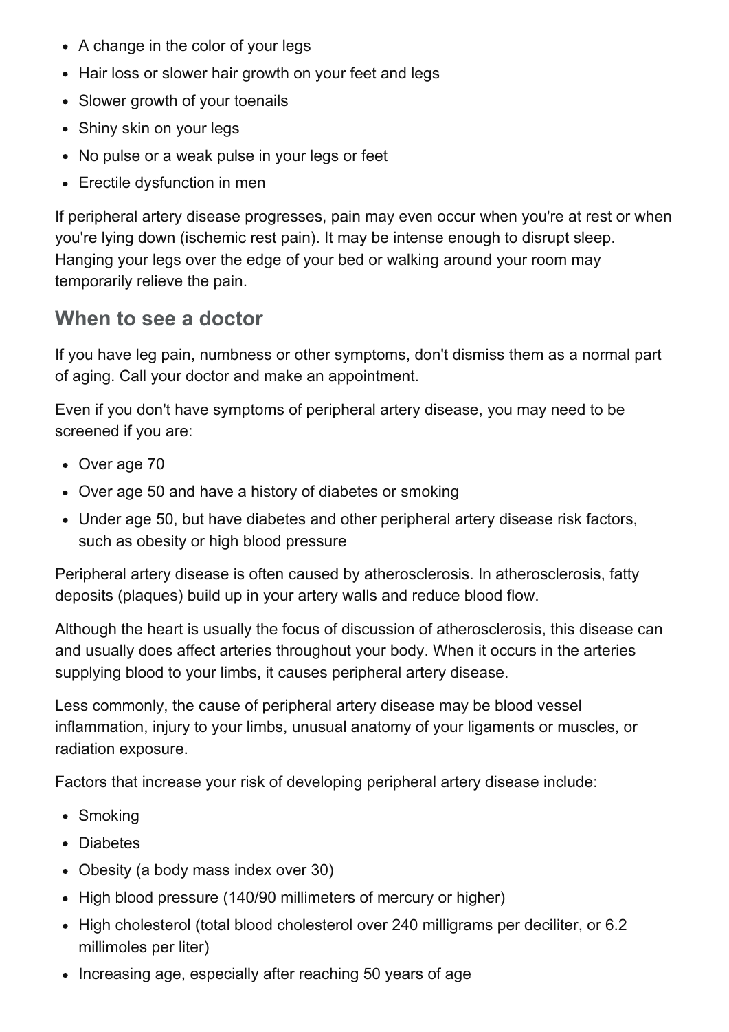- A change in the color of your legs
- Hair loss or slower hair growth on your feet and legs
- Slower growth of your toenails
- Shiny skin on your legs
- No pulse or a weak pulse in your legs or feet
- Erectile dysfunction in men

If peripheral artery disease progresses, pain may even occur when you're at rest or when you're lying down (ischemic rest pain). It may be intense enough to disrupt sleep. Hanging your legs over the edge of your bed or walking around your room may temporarily relieve the pain.

## When to see a doctor

If you have leg pain, numbness or other symptoms, don't dismiss them as a normal part of aging. Call your doctor and make an appointment.

Even if you don't have symptoms of peripheral artery disease, you may need to be screened if you are:

- Over age 70
- Over age 50 and have a history of diabetes or smoking
- Under age 50, but have diabetes and other peripheral artery disease risk factors, such as obesity or high blood pressure

Peripheral artery disease is often caused by atherosclerosis. In atherosclerosis, fatty deposits (plaques) build up in your artery walls and reduce blood flow.

Although the heart is usually the focus of discussion of atherosclerosis, this disease can and usually does affect arteries throughout your body. When it occurs in the arteries supplying blood to your limbs, it causes peripheral artery disease.

Less commonly, the cause of peripheral artery disease may be blood vessel inflammation, injury to your limbs, unusual anatomy of your ligaments or muscles, or radiation exposure.

Factors that increase your risk of developing peripheral artery disease include:

- Smoking
- Diabetes
- Obesity (a body mass index over 30)
- High blood pressure (140/90 millimeters of mercury or higher)
- High cholesterol (total blood cholesterol over 240 milligrams per deciliter, or 6.2 millimoles per liter)
- Increasing age, especially after reaching 50 years of age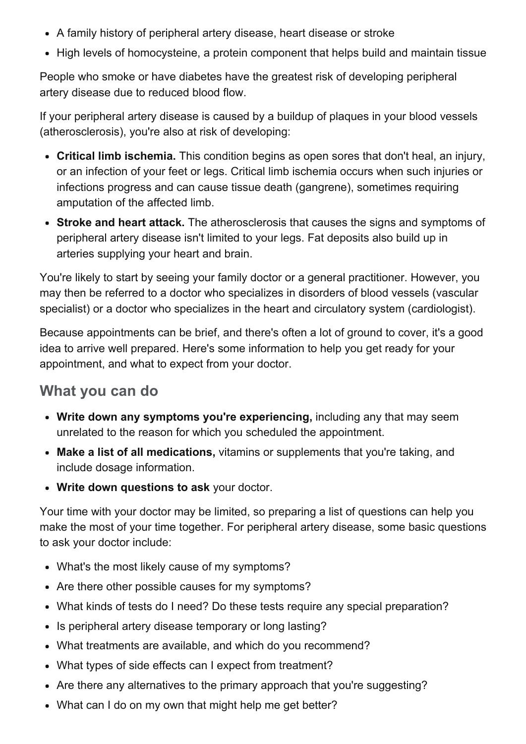- A family history of peripheral artery disease, heart disease or stroke
- High levels of homocysteine, a protein component that helps build and maintain tissue

People who smoke or have diabetes have the greatest risk of developing peripheral artery disease due to reduced blood flow.

If your peripheral artery disease is caused by a buildup of plaques in your blood vessels (atherosclerosis), you're also at risk of developing:

- **Critical limb ischemia.** This condition begins as open sores that don't heal, an injury, or an infection of your feet or legs. Critical limb ischemia occurs when such injuries or infections progress and can cause tissue death (gangrene), sometimes requiring amputation of the affected limb.
- **Stroke and heart attack.** The atherosclerosis that causes the signs and symptoms of peripheral artery disease isn't limited to your legs. Fat deposits also build up in arteries supplying your heart and brain.

You're likely to start by seeing your family doctor or a general practitioner. However, you may then be referred to a doctor who specializes in disorders of blood vessels (vascular specialist) or a doctor who specializes in the heart and circulatory system (cardiologist).

Because appointments can be brief, and there's often a lot of ground to cover, it's a good idea to arrive well prepared. Here's some information to help you get ready for your appointment, and what to expect from your doctor.

## What you can do

- **Write down any symptoms you're experiencing,** including any that may seem unrelated to the reason for which you scheduled the appointment.
- **Make a list of all medications,** vitamins or supplements that you're taking, and include dosage information.
- **Write down questions to ask** your doctor.

Your time with your doctor may be limited, so preparing a list of questions can help you make the most of your time together. For peripheral artery disease, some basic questions to ask your doctor include:

- What's the most likely cause of my symptoms?
- Are there other possible causes for my symptoms?
- What kinds of tests do I need? Do these tests require any special preparation?
- Is peripheral artery disease temporary or long lasting?
- What treatments are available, and which do you recommend?
- What types of side effects can I expect from treatment?
- Are there any alternatives to the primary approach that you're suggesting?
- What can I do on my own that might help me get better?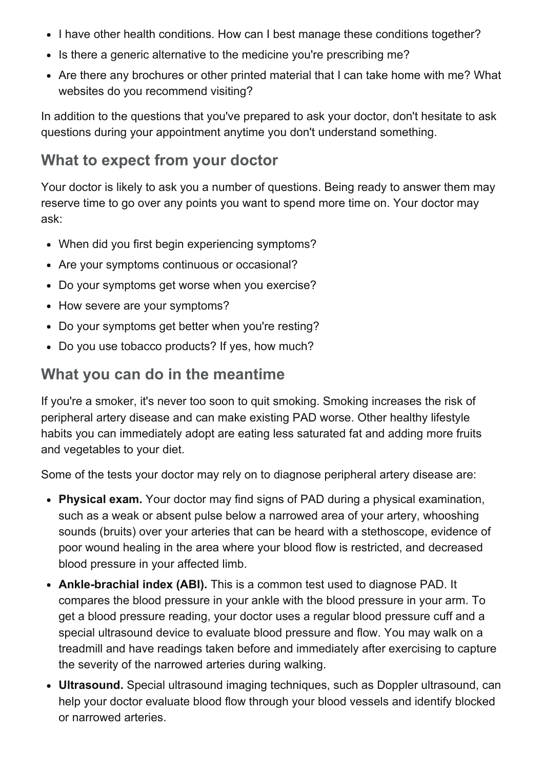- I have other health conditions. How can I best manage these conditions together?
- Is there a generic alternative to the medicine you're prescribing me?
- Are there any brochures or other printed material that I can take home with me? What websites do you recommend visiting?

In addition to the questions that you've prepared to ask your doctor, don't hesitate to ask questions during your appointment anytime you don't understand something.

## What to expect from your doctor

Your doctor is likely to ask you a number of questions. Being ready to answer them may reserve time to go over any points you want to spend more time on. Your doctor may ask:

- When did you first begin experiencing symptoms?
- Are your symptoms continuous or occasional?
- Do your symptoms get worse when you exercise?
- How severe are your symptoms?
- Do your symptoms get better when you're resting?
- Do you use tobacco products? If yes, how much?

## What you can do in the meantime

If you're a smoker, it's never too soon to quit smoking. Smoking increases the risk of peripheral artery disease and can make existing PAD worse. Other healthy lifestyle habits you can immediately adopt are eating less saturated fat and adding more fruits and vegetables to your diet.

Some of the tests your doctor may rely on to diagnose peripheral artery disease are:

- **Physical exam.** Your doctor may find signs of PAD during a physical examination, such as a weak or absent pulse below a narrowed area of your artery, whooshing sounds (bruits) over your arteries that can be heard with a stethoscope, evidence of poor wound healing in the area where your blood flow is restricted, and decreased blood pressure in your affected limb.
- **Ankle-brachial index (ABI).** This is a common test used to diagnose PAD. It compares the blood pressure in your ankle with the blood pressure in your arm. To get a blood pressure reading, your doctor uses a regular blood pressure cuff and a special ultrasound device to evaluate blood pressure and flow. You may walk on a treadmill and have readings taken before and immediately after exercising to capture the severity of the narrowed arteries during walking.
- **Ultrasound.** Special ultrasound imaging techniques, such as Doppler ultrasound, can help your doctor evaluate blood flow through your blood vessels and identify blocked or narrowed arteries.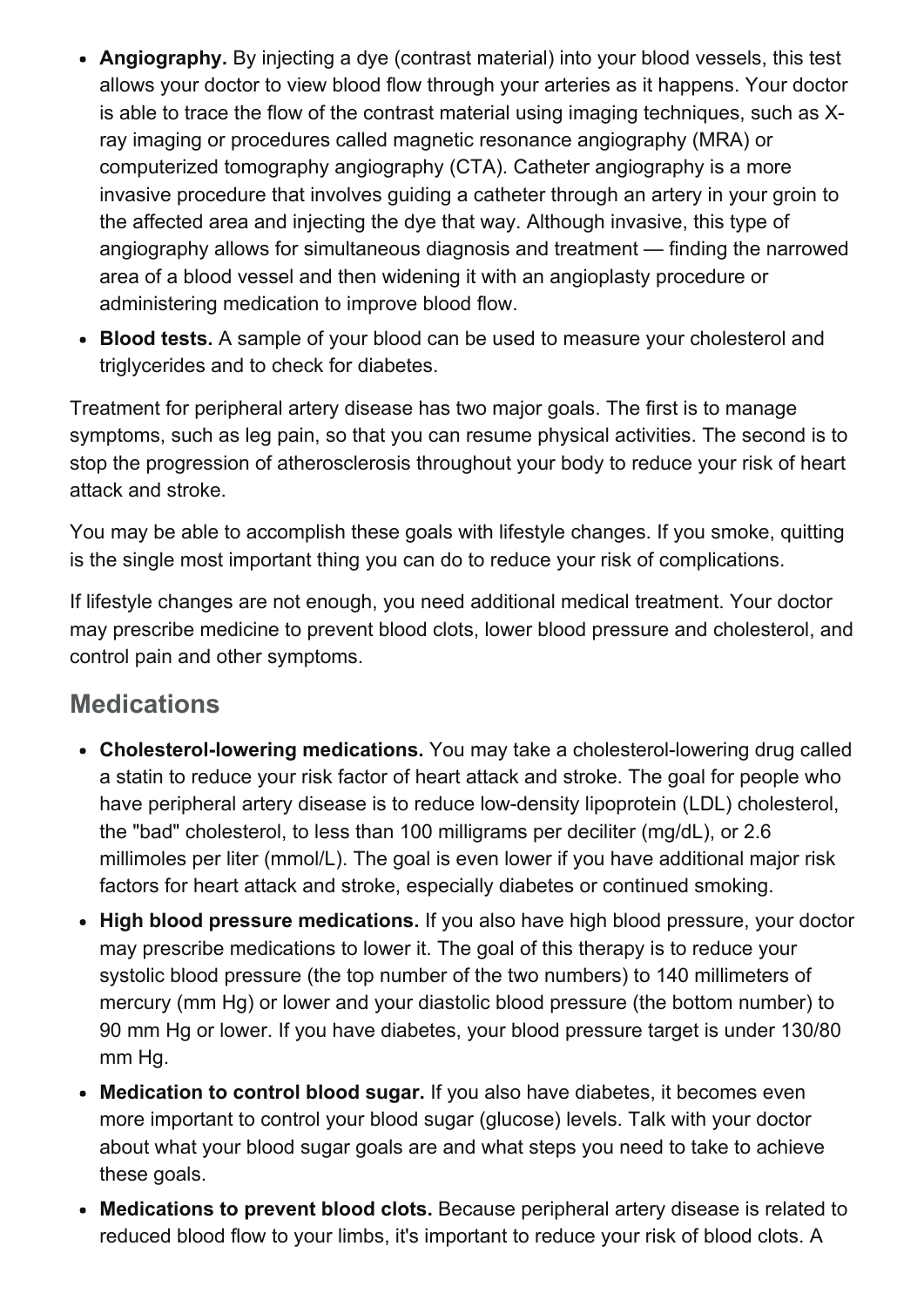- **Angiography.** By injecting a dye (contrast material) into your blood vessels, this test allows your doctor to view blood flow through your arteries as it happens. Your doctor is able to trace the flow of the contrast material using imaging techniques, such as X-ray imaging or procedures called magnetic resonance angiography (MRA) or computerized tomography angiography (CTA). Catheter angiography is a more invasive procedure that involves guiding a catheter through an artery in your groin to the affected area and injecting the dye that way. Although invasive, this type of angiography allows for simultaneous diagnosis and treatment — finding the narrowed area of a blood vessel and then widening it with an angioplasty procedure or administering medication to improve blood flow.
- **Blood tests.** A sample of your blood can be used to measure your cholesterol and triglycerides and to check for diabetes.

Treatment for peripheral artery disease has two major goals. The first is to manage symptoms, such as leg pain, so that you can resume physical activities. The second is to stop the progression of atherosclerosis throughout your body to reduce your risk of heart attack and stroke.

You may be able to accomplish these goals with lifestyle changes. If you smoke, quitting is the single most important thing you can do to reduce your risk of complications.

If lifestyle changes are not enough, you need additional medical treatment. Your doctor may prescribe medicine to prevent blood clots, lower blood pressure and cholesterol, and control pain and other symptoms.

## Medications

- **Cholesterol-lowering medications.** You may take a cholesterol-lowering drug called a statin to reduce your risk factor of heart attack and stroke. The goal for people who have peripheral artery disease is to reduce low-density lipoprotein (LDL) cholesterol, the "bad" cholesterol, to less than 100 milligrams per deciliter (mg/dL), or 2.6 millimoles per liter (mmol/L). The goal is even lower if you have additional major risk factors for heart attack and stroke, especially diabetes or continued smoking.
- **High blood pressure medications.** If you also have high blood pressure, your doctor may prescribe medications to lower it. The goal of this therapy is to reduce your systolic blood pressure (the top number of the two numbers) to 140 millimeters of mercury (mm Hg) or lower and your diastolic blood pressure (the bottom number) to 90 mm Hg or lower. If you have diabetes, your blood pressure target is under 130/80 mm Hg.
- **Medication to control blood sugar.** If you also have diabetes, it becomes even more important to control your blood sugar (glucose) levels. Talk with your doctor about what your blood sugar goals are and what steps you need to take to achieve these goals.
- **Medications to prevent blood clots.** Because peripheral artery disease is related to reduced blood flow to your limbs, it's important to reduce your risk of blood clots. A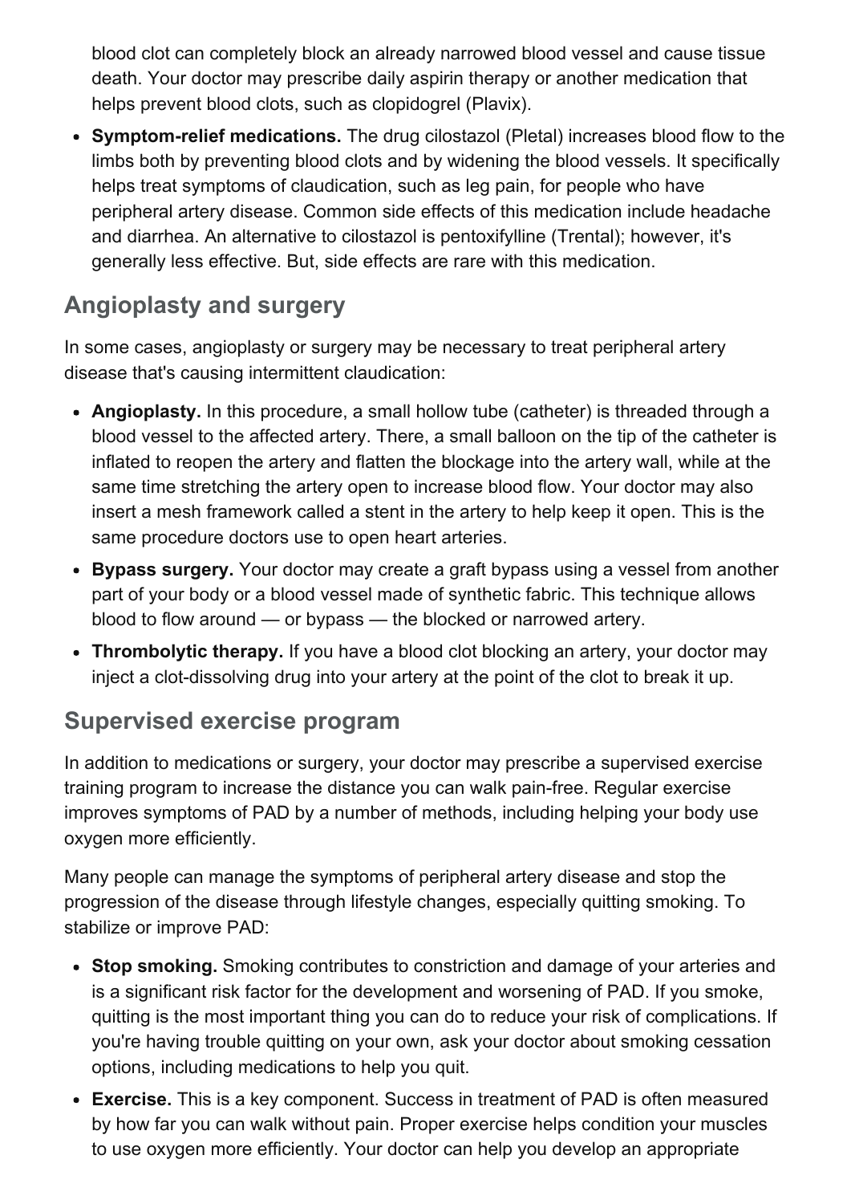blood clot can completely block an already narrowed blood vessel and cause tissue death. Your doctor may prescribe daily aspirin therapy or another medication that helps prevent blood clots, such as clopidogrel (Plavix).

- **Symptom-relief medications.** The drug cilostazol (Pletal) increases blood flow to the limbs both by preventing blood clots and by widening the blood vessels. It specifically helps treat symptoms of claudication, such as leg pain, for people who have peripheral artery disease. Common side effects of this medication include headache and diarrhea. An alternative to cilostazol is pentoxifylline (Trental); however, it's generally less effective. But, side effects are rare with this medication.

## Angioplasty and surgery

In some cases, angioplasty or surgery may be necessary to treat peripheral artery disease that's causing intermittent claudication:

- **Angioplasty.** In this procedure, a small hollow tube (catheter) is threaded through a blood vessel to the affected artery. There, a small balloon on the tip of the catheter is inflated to reopen the artery and flatten the blockage into the artery wall, while at the same time stretching the artery open to increase blood flow. Your doctor may also insert a mesh framework called a stent in the artery to help keep it open. This is the same procedure doctors use to open heart arteries.
- **Bypass surgery.** Your doctor may create a graft bypass using a vessel from another part of your body or a blood vessel made of synthetic fabric. This technique allows blood to flow around — or bypass — the blocked or narrowed artery.
- **Thrombolytic therapy.** If you have a blood clot blocking an artery, your doctor may inject a clot-dissolving drug into your artery at the point of the clot to break it up.

## Supervised exercise program

In addition to medications or surgery, your doctor may prescribe a supervised exercise training program to increase the distance you can walk pain-free. Regular exercise improves symptoms of PAD by a number of methods, including helping your body use oxygen more efficiently.

Many people can manage the symptoms of peripheral artery disease and stop the progression of the disease through lifestyle changes, especially quitting smoking. To stabilize or improve PAD:

- **Stop smoking.** Smoking contributes to constriction and damage of your arteries and is a significant risk factor for the development and worsening of PAD. If you smoke, quitting is the most important thing you can do to reduce your risk of complications. If you're having trouble quitting on your own, ask your doctor about smoking cessation options, including medications to help you quit.
- **Exercise.** This is a key component. Success in treatment of PAD is often measured by how far you can walk without pain. Proper exercise helps condition your muscles to use oxygen more efficiently. Your doctor can help you develop an appropriate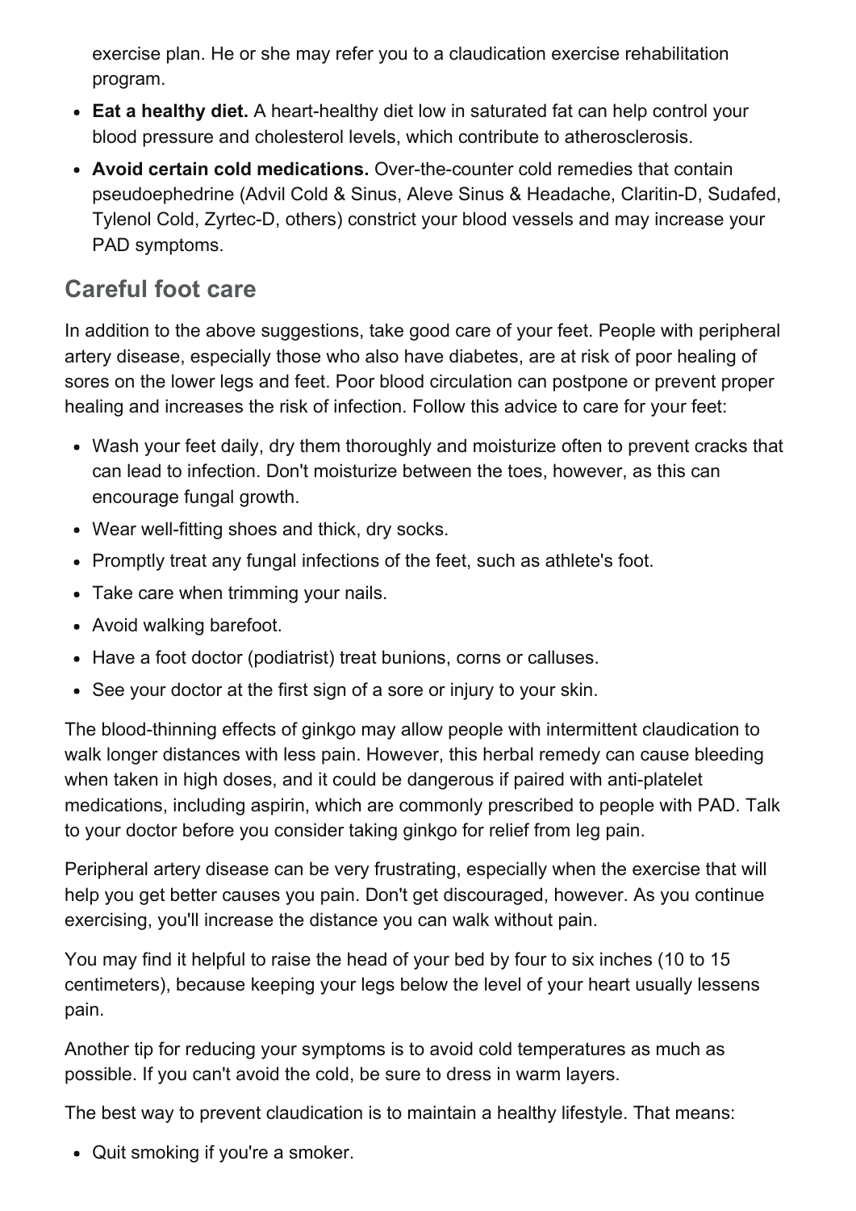exercise plan. He or she may refer you to a claudication exercise rehabilitation program.

- **Eat a healthy diet.** A heart-healthy diet low in saturated fat can help control your blood pressure and cholesterol levels, which contribute to atherosclerosis.
- **Avoid certain cold medications.** Over-the-counter cold remedies that contain pseudoephedrine (Advil Cold & Sinus, Aleve Sinus & Headache, Claritin-D, Sudafed, Tylenol Cold, Zyrtec-D, others) constrict your blood vessels and may increase your PAD symptoms.

## Careful foot care

In addition to the above suggestions, take good care of your feet. People with peripheral artery disease, especially those who also have diabetes, are at risk of poor healing of sores on the lower legs and feet. Poor blood circulation can postpone or prevent proper healing and increases the risk of infection. Follow this advice to care for your feet:

- Wash your feet daily, dry them thoroughly and moisturize often to prevent cracks that can lead to infection. Don't moisturize between the toes, however, as this can encourage fungal growth.
- Wear well-fitting shoes and thick, dry socks.
- Promptly treat any fungal infections of the feet, such as athlete's foot.
- Take care when trimming your nails.
- Avoid walking barefoot.
- Have a foot doctor (podiatrist) treat bunions, corns or calluses.
- See your doctor at the first sign of a sore or injury to your skin.

The blood-thinning effects of ginkgo may allow people with intermittent claudication to walk longer distances with less pain. However, this herbal remedy can cause bleeding when taken in high doses, and it could be dangerous if paired with anti-platelet medications, including aspirin, which are commonly prescribed to people with PAD. Talk to your doctor before you consider taking ginkgo for relief from leg pain.

Peripheral artery disease can be very frustrating, especially when the exercise that will help you get better causes you pain. Don't get discouraged, however. As you continue exercising, you'll increase the distance you can walk without pain.

You may find it helpful to raise the head of your bed by four to six inches (10 to 15 centimeters), because keeping your legs below the level of your heart usually lessens pain.

Another tip for reducing your symptoms is to avoid cold temperatures as much as possible. If you can't avoid the cold, be sure to dress in warm layers.

The best way to prevent claudication is to maintain a healthy lifestyle. That means:

- Quit smoking if you're a smoker.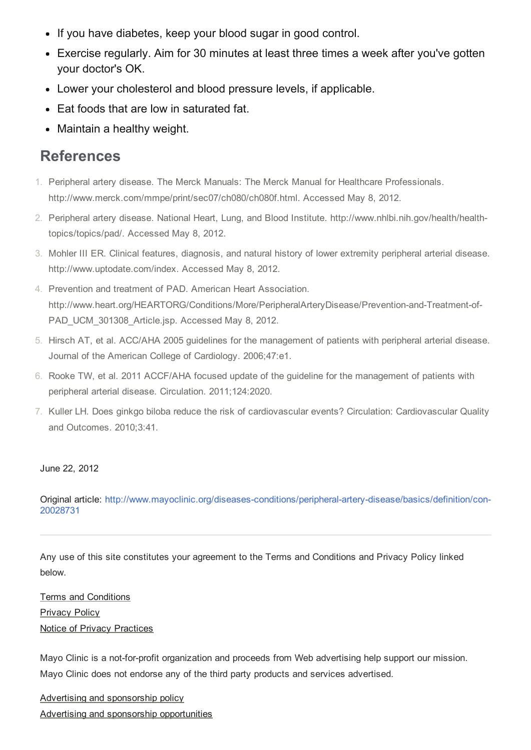- If you have diabetes, keep your blood sugar in good control.
- Exercise regularly. Aim for 30 minutes at least three times a week after you've gotten your doctor's OK.
- Lower your cholesterol and blood pressure levels, if applicable.
- Eat foods that are low in saturated fat.
- Maintain a healthy weight.

## References

1. Peripheral artery disease. The Merck Manuals: The Merck Manual for Healthcare Professionals. http://www.merck.com/mmpe/print/sec07/ch080/ch080f.html. Accessed May 8, 2012.
2. Peripheral artery disease. National Heart, Lung, and Blood Institute. http://www.nhlbi.nih.gov/health/health-topics/topics/pad/. Accessed May 8, 2012.
3. Mohler III ER. Clinical features, diagnosis, and natural history of lower extremity peripheral arterial disease. http://www.uptodate.com/index. Accessed May 8, 2012.
4. Prevention and treatment of PAD. American Heart Association. http://www.heart.org/HEARTORG/Conditions/More/PeripheralArteryDisease/Prevention-and-Treatment-of-PAD_UCM_301308_Article.jsp. Accessed May 8, 2012.
5. Hirsch AT, et al. ACC/AHA 2005 guidelines for the management of patients with peripheral arterial disease. Journal of the American College of Cardiology. 2006;47:e1.
6. Rooke TW, et al. 2011 ACCF/AHA focused update of the guideline for the management of patients with peripheral arterial disease. Circulation. 2011;124:2020.
7. Kuller LH. Does ginkgo biloba reduce the risk of cardiovascular events? Circulation: Cardiovascular Quality and Outcomes. 2010;3:41.

June 22, 2012

Original article: http://www.mayoclinic.org/diseases-conditions/peripheral-artery-disease/basics/definition/con-20028731

---

Any use of this site constitutes your agreement to the Terms and Conditions and Privacy Policy linked below.

Terms and Conditions
Privacy Policy
Notice of Privacy Practices

Mayo Clinic is a not-for-profit organization and proceeds from Web advertising help support our mission. Mayo Clinic does not endorse any of the third party products and services advertised.

Advertising and sponsorship policy
Advertising and sponsorship opportunities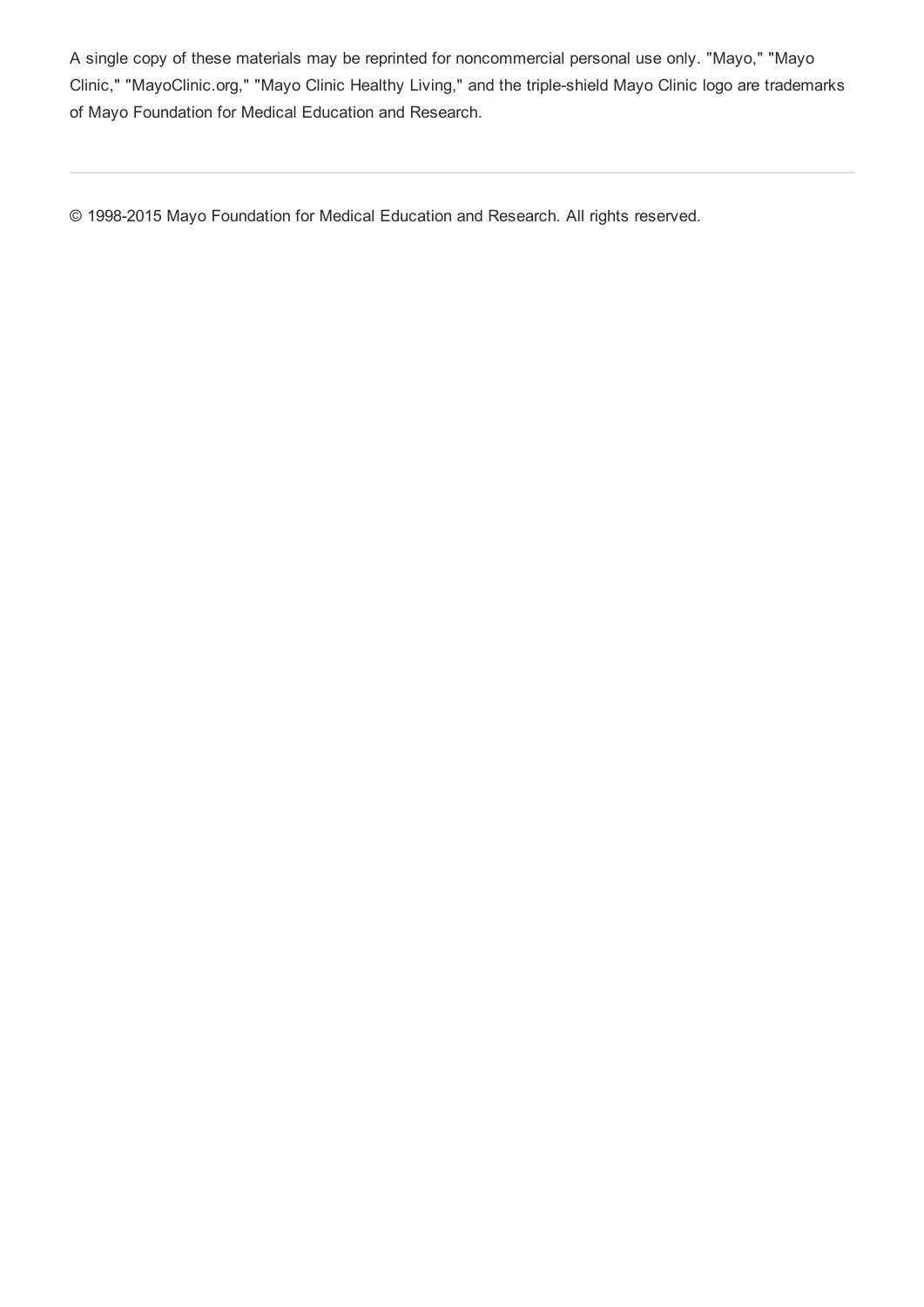A single copy of these materials may be reprinted for noncommercial personal use only. "Mayo," "Mayo Clinic," "MayoClinic.org," "Mayo Clinic Healthy Living," and the triple-shield Mayo Clinic logo are trademarks of Mayo Foundation for Medical Education and Research.

---

© 1998-2015 Mayo Foundation for Medical Education and Research. All rights reserved.